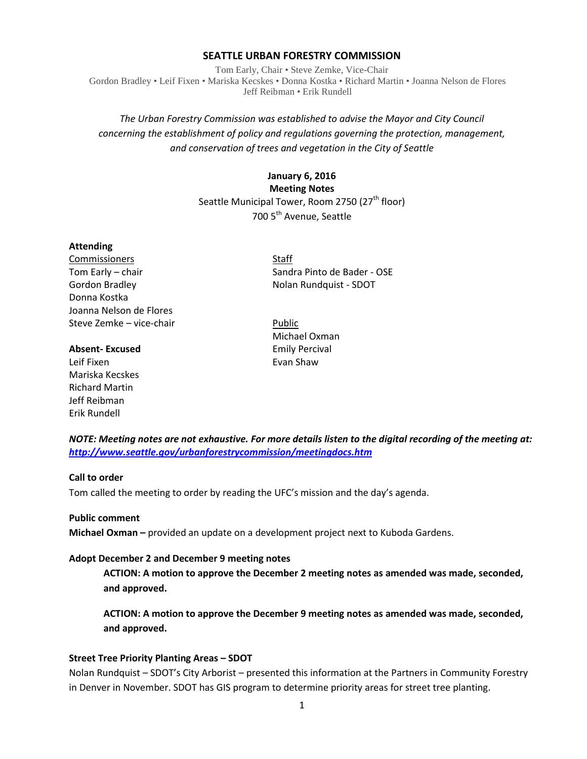# SEATTLE URBAN FORESTRY COMMISSION

Tom Early, Chair • Steve Zemke, Vice-Chair
Gordon Bradley • Leif Fixen • Mariska Kecskes • Donna Kostka • Richard Martin • Joanna Nelson de Flores
Jeff Reibman • Erik Rundell

*The Urban Forestry Commission was established to advise the Mayor and City Council concerning the establishment of policy and regulations governing the protection, management, and conservation of trees and vegetation in the City of Seattle*

**January 6, 2016**
**Meeting Notes**
Seattle Municipal Tower, Room 2750 (27th floor)
700 5th Avenue, Seattle

**Attending**

Commissioners
Tom Early – chair
Gordon Bradley
Donna Kostka
Joanna Nelson de Flores
Steve Zemke – vice-chair

Staff
Sandra Pinto de Bader - OSE
Nolan Rundquist - SDOT

Public
Michael Oxman
Emily Percival
Evan Shaw

**Absent- Excused**
Leif Fixen
Mariska Kecskes
Richard Martin
Jeff Reibman
Erik Rundell

***NOTE: Meeting notes are not exhaustive. For more details listen to the digital recording of the meeting at: http://www.seattle.gov/urbanforestrycommission/meetingdocs.htm***

**Call to order**

Tom called the meeting to order by reading the UFC's mission and the day's agenda.

**Public comment**

**Michael Oxman –** provided an update on a development project next to Kuboda Gardens.

**Adopt December 2 and December 9 meeting notes**

> **ACTION: A motion to approve the December 2 meeting notes as amended was made, seconded, and approved.**
>
> **ACTION: A motion to approve the December 9 meeting notes as amended was made, seconded, and approved.**

**Street Tree Priority Planting Areas – SDOT**

Nolan Rundquist – SDOT's City Arborist – presented this information at the Partners in Community Forestry in Denver in November. SDOT has GIS program to determine priority areas for street tree planting.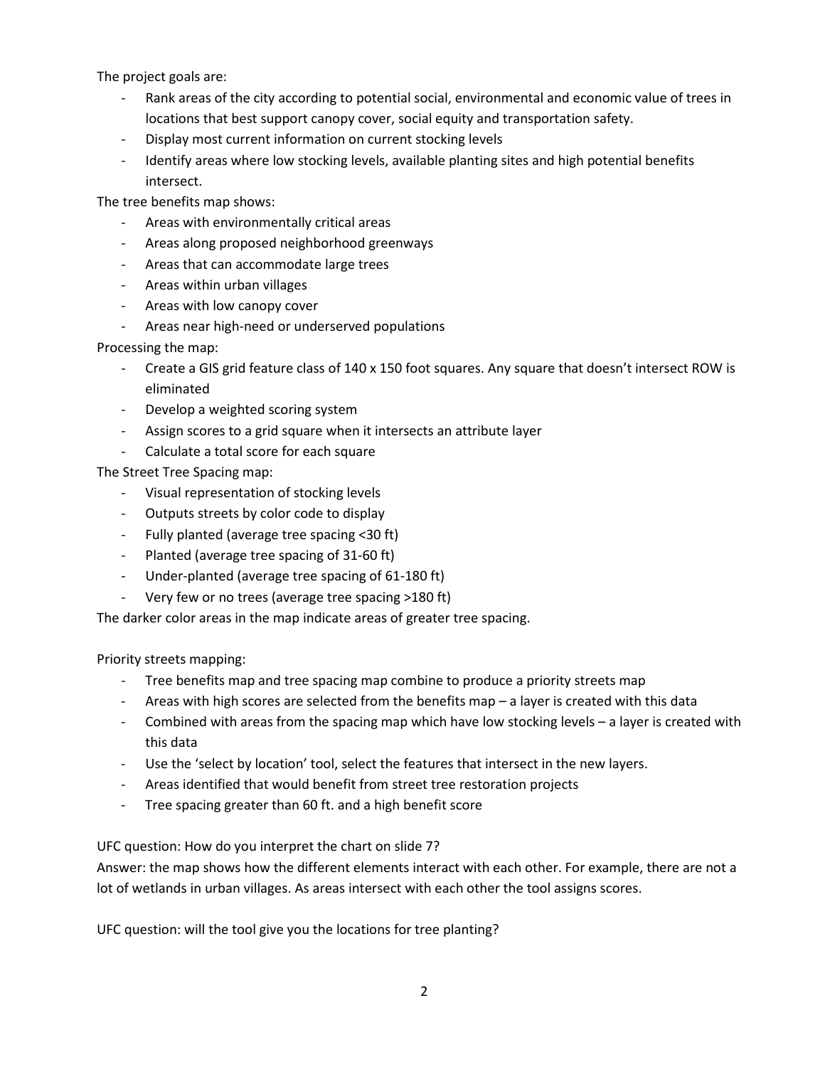The project goals are:

- Rank areas of the city according to potential social, environmental and economic value of trees in locations that best support canopy cover, social equity and transportation safety.
- Display most current information on current stocking levels
- Identify areas where low stocking levels, available planting sites and high potential benefits intersect.

The tree benefits map shows:

- Areas with environmentally critical areas
- Areas along proposed neighborhood greenways
- Areas that can accommodate large trees
- Areas within urban villages
- Areas with low canopy cover
- Areas near high-need or underserved populations

Processing the map:

- Create a GIS grid feature class of 140 x 150 foot squares. Any square that doesn't intersect ROW is eliminated
- Develop a weighted scoring system
- Assign scores to a grid square when it intersects an attribute layer
- Calculate a total score for each square

The Street Tree Spacing map:

- Visual representation of stocking levels
- Outputs streets by color code to display
- Fully planted (average tree spacing <30 ft)
- Planted (average tree spacing of 31-60 ft)
- Under-planted (average tree spacing of 61-180 ft)
- Very few or no trees (average tree spacing >180 ft)

The darker color areas in the map indicate areas of greater tree spacing.

Priority streets mapping:

- Tree benefits map and tree spacing map combine to produce a priority streets map
- Areas with high scores are selected from the benefits map – a layer is created with this data
- Combined with areas from the spacing map which have low stocking levels – a layer is created with this data
- Use the 'select by location' tool, select the features that intersect in the new layers.
- Areas identified that would benefit from street tree restoration projects
- Tree spacing greater than 60 ft. and a high benefit score

UFC question: How do you interpret the chart on slide 7?
Answer: the map shows how the different elements interact with each other. For example, there are not a lot of wetlands in urban villages. As areas intersect with each other the tool assigns scores.

UFC question: will the tool give you the locations for tree planting?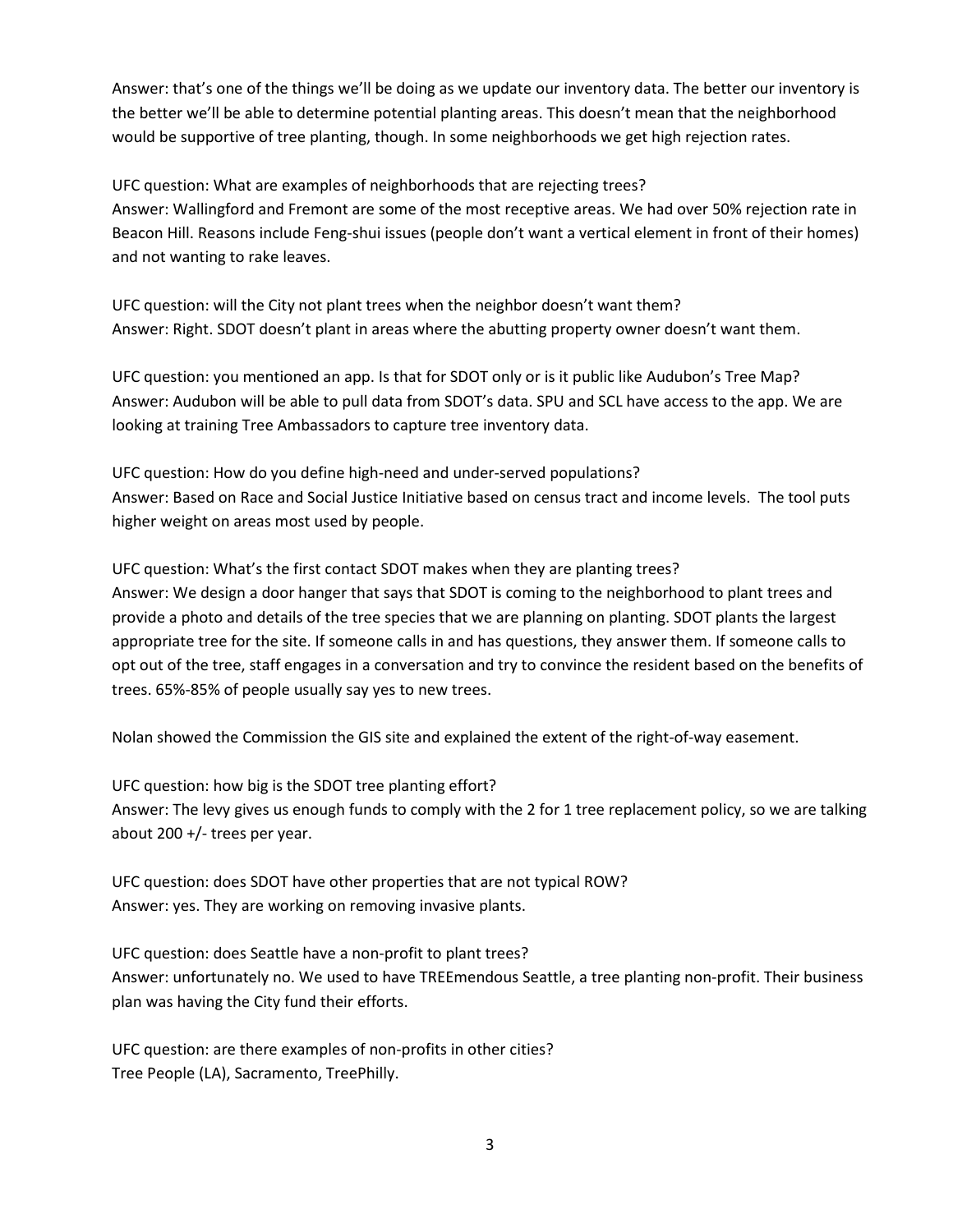Answer: that's one of the things we'll be doing as we update our inventory data. The better our inventory is the better we'll be able to determine potential planting areas. This doesn't mean that the neighborhood would be supportive of tree planting, though. In some neighborhoods we get high rejection rates.

UFC question: What are examples of neighborhoods that are rejecting trees?
Answer: Wallingford and Fremont are some of the most receptive areas. We had over 50% rejection rate in Beacon Hill. Reasons include Feng-shui issues (people don't want a vertical element in front of their homes) and not wanting to rake leaves.

UFC question: will the City not plant trees when the neighbor doesn't want them?
Answer: Right. SDOT doesn't plant in areas where the abutting property owner doesn't want them.

UFC question: you mentioned an app. Is that for SDOT only or is it public like Audubon's Tree Map?
Answer: Audubon will be able to pull data from SDOT's data. SPU and SCL have access to the app. We are looking at training Tree Ambassadors to capture tree inventory data.

UFC question: How do you define high-need and under-served populations?
Answer: Based on Race and Social Justice Initiative based on census tract and income levels. The tool puts higher weight on areas most used by people.

UFC question: What's the first contact SDOT makes when they are planting trees?
Answer: We design a door hanger that says that SDOT is coming to the neighborhood to plant trees and provide a photo and details of the tree species that we are planning on planting. SDOT plants the largest appropriate tree for the site. If someone calls in and has questions, they answer them. If someone calls to opt out of the tree, staff engages in a conversation and try to convince the resident based on the benefits of trees. 65%-85% of people usually say yes to new trees.

Nolan showed the Commission the GIS site and explained the extent of the right-of-way easement.

UFC question: how big is the SDOT tree planting effort?
Answer: The levy gives us enough funds to comply with the 2 for 1 tree replacement policy, so we are talking about 200 +/- trees per year.

UFC question: does SDOT have other properties that are not typical ROW?
Answer: yes. They are working on removing invasive plants.

UFC question: does Seattle have a non-profit to plant trees?
Answer: unfortunately no. We used to have TREEmendous Seattle, a tree planting non-profit. Their business plan was having the City fund their efforts.

UFC question: are there examples of non-profits in other cities?
Tree People (LA), Sacramento, TreePhilly.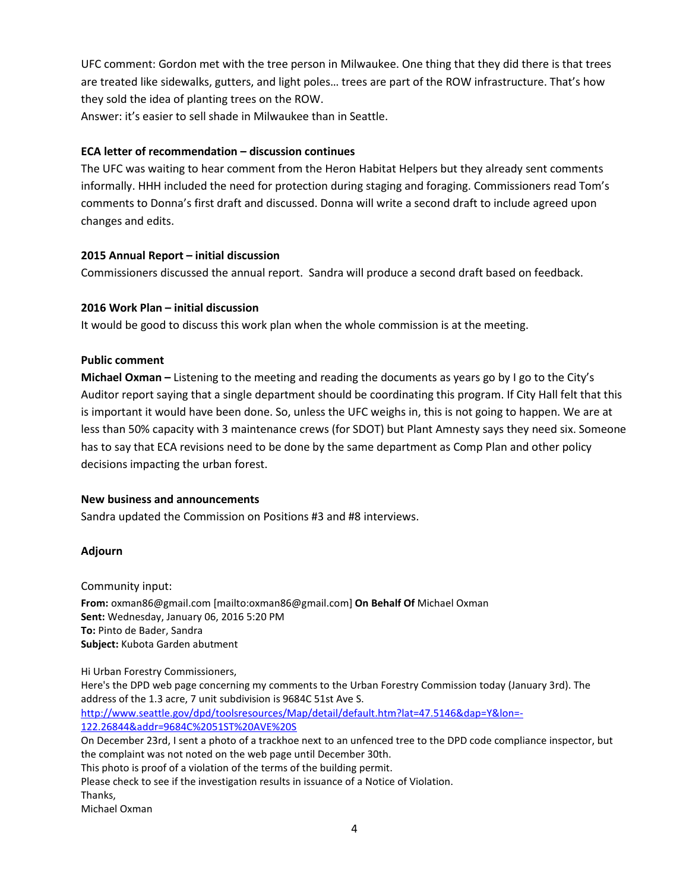UFC comment: Gordon met with the tree person in Milwaukee. One thing that they did there is that trees are treated like sidewalks, gutters, and light poles… trees are part of the ROW infrastructure. That's how they sold the idea of planting trees on the ROW.
Answer: it's easier to sell shade in Milwaukee than in Seattle.

**ECA letter of recommendation – discussion continues**

The UFC was waiting to hear comment from the Heron Habitat Helpers but they already sent comments informally. HHH included the need for protection during staging and foraging. Commissioners read Tom's comments to Donna's first draft and discussed. Donna will write a second draft to include agreed upon changes and edits.

**2015 Annual Report – initial discussion**

Commissioners discussed the annual report. Sandra will produce a second draft based on feedback.

**2016 Work Plan – initial discussion**

It would be good to discuss this work plan when the whole commission is at the meeting.

**Public comment**

**Michael Oxman –** Listening to the meeting and reading the documents as years go by I go to the City's Auditor report saying that a single department should be coordinating this program. If City Hall felt that this is important it would have been done. So, unless the UFC weighs in, this is not going to happen. We are at less than 50% capacity with 3 maintenance crews (for SDOT) but Plant Amnesty says they need six. Someone has to say that ECA revisions need to be done by the same department as Comp Plan and other policy decisions impacting the urban forest.

**New business and announcements**

Sandra updated the Commission on Positions #3 and #8 interviews.

**Adjourn**

Community input:

**From:** oxman86@gmail.com [mailto:oxman86@gmail.com] **On Behalf Of** Michael Oxman
**Sent:** Wednesday, January 06, 2016 5:20 PM
**To:** Pinto de Bader, Sandra
**Subject:** Kubota Garden abutment

Hi Urban Forestry Commissioners,
Here's the DPD web page concerning my comments to the Urban Forestry Commission today (January 3rd). The address of the 1.3 acre, 7 unit subdivision is 9684C 51st Ave S.
http://www.seattle.gov/dpd/toolsresources/Map/detail/default.htm?lat=47.5146&dap=Y&lon=-122.26844&addr=9684C%2051ST%20AVE%20S
On December 23rd, I sent a photo of a trackhoe next to an unfenced tree to the DPD code compliance inspector, but the complaint was not noted on the web page until December 30th.
This photo is proof of a violation of the terms of the building permit.
Please check to see if the investigation results in issuance of a Notice of Violation.
Thanks,
Michael Oxman